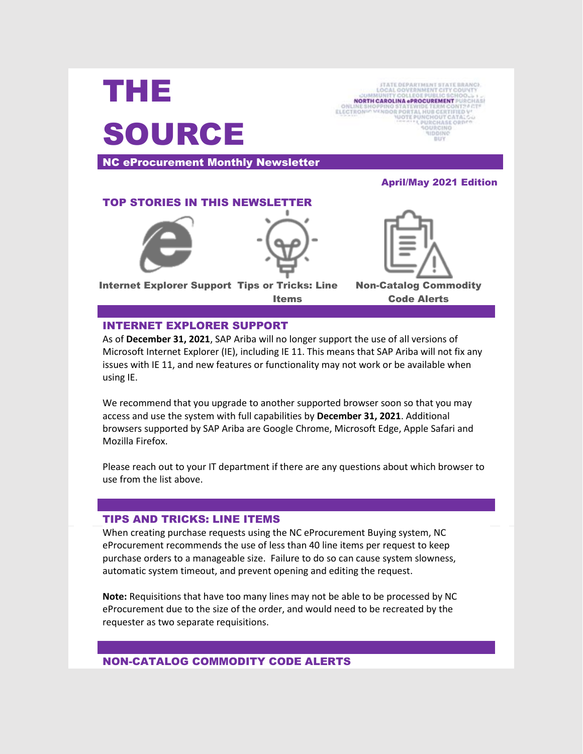# THE SOURCE

**NC eProcurement Monthly Newsletter**

**April/May 2021 Edition**

## TOP STORIES IN THIS NEWSLETTER

**Internet Explorer Support** | **Tips or Tricks: Line Items** | **Non-Catalog Commodity Code Alerts**

## INTERNET EXPLORER SUPPORT

As of **December 31, 2021**, SAP Ariba will no longer support the use of all versions of Microsoft Internet Explorer (IE), including IE 11. This means that SAP Ariba will not fix any issues with IE 11, and new features or functionality may not work or be available when using IE.

We recommend that you upgrade to another supported browser soon so that you may access and use the system with full capabilities by **December 31, 2021**. Additional browsers supported by SAP Ariba are Google Chrome, Microsoft Edge, Apple Safari and Mozilla Firefox.

Please reach out to your IT department if there are any questions about which browser to use from the list above.

## TIPS AND TRICKS: LINE ITEMS

When creating purchase requests using the NC eProcurement Buying system, NC eProcurement recommends the use of less than 40 line items per request to keep purchase orders to a manageable size. Failure to do so can cause system slowness, automatic system timeout, and prevent opening and editing the request.

**Note:** Requisitions that have too many lines may not be able to be processed by NC eProcurement due to the size of the order, and would need to be recreated by the requester as two separate requisitions.

## NON-CATALOG COMMODITY CODE ALERTS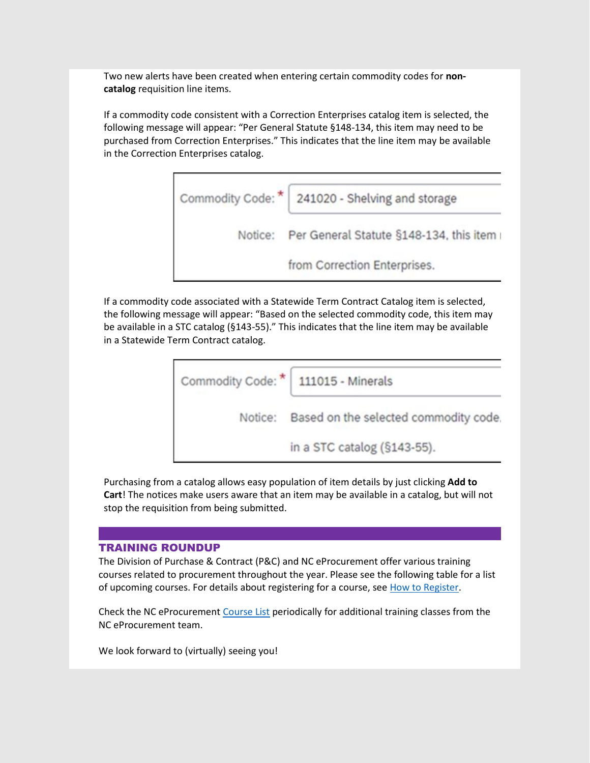Two new alerts have been created when entering certain commodity codes for **non-catalog** requisition line items.

If a commodity code consistent with a Correction Enterprises catalog item is selected, the following message will appear: "Per General Statute §148-134, this item may need to be purchased from Correction Enterprises." This indicates that the line item may be available in the Correction Enterprises catalog.

Commodity Code: * 241020 - Shelving and storage

Notice: Per General Statute §148-134, this item

from Correction Enterprises.

If a commodity code associated with a Statewide Term Contract Catalog item is selected, the following message will appear: "Based on the selected commodity code, this item may be available in a STC catalog (§143-55)." This indicates that the line item may be available in a Statewide Term Contract catalog.

Commodity Code: * 111015 - Minerals

Notice: Based on the selected commodity code,

in a STC catalog (§143-55).

Purchasing from a catalog allows easy population of item details by just clicking **Add to Cart**! The notices make users aware that an item may be available in a catalog, but will not stop the requisition from being submitted.

## TRAINING ROUNDUP

The Division of Purchase & Contract (P&C) and NC eProcurement offer various training courses related to procurement throughout the year. Please see the following table for a list of upcoming courses. For details about registering for a course, see How to Register.

Check the NC eProcurement Course List periodically for additional training classes from the NC eProcurement team.

We look forward to (virtually) seeing you!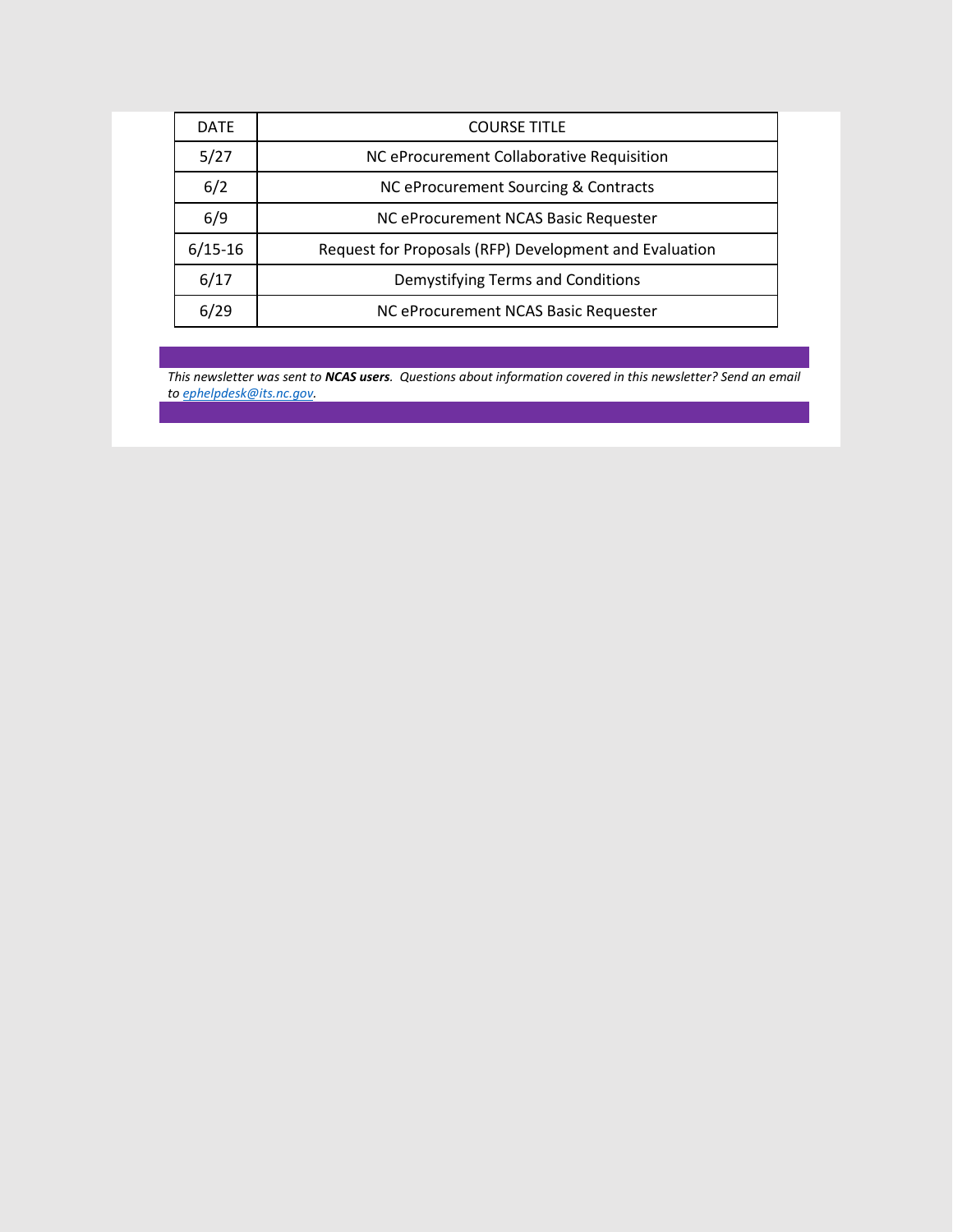| DATE | COURSE TITLE |
|---|---|
| 5/27 | NC eProcurement Collaborative Requisition |
| 6/2 | NC eProcurement Sourcing & Contracts |
| 6/9 | NC eProcurement NCAS Basic Requester |
| 6/15-16 | Request for Proposals (RFP) Development and Evaluation |
| 6/17 | Demystifying Terms and Conditions |
| 6/29 | NC eProcurement NCAS Basic Requester |

*This newsletter was sent to **NCAS users**. Questions about information covered in this newsletter? Send an email to [ephelpdesk@its.nc.gov](mailto:ephelpdesk@its.nc.gov).*